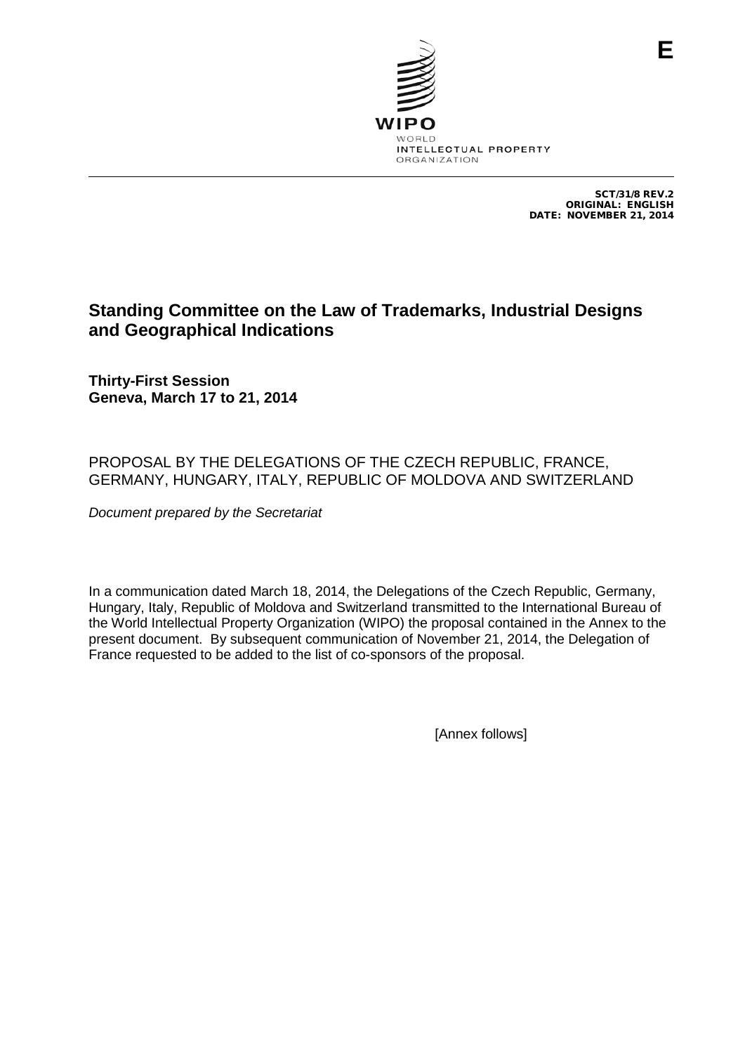E

WIPO
WORLD
INTELLECTUAL PROPERTY
ORGANIZATION

SCT/31/8 REV.2
ORIGINAL: ENGLISH
DATE: NOVEMBER 21, 2014

# Standing Committee on the Law of Trademarks, Industrial Designs and Geographical Indications

**Thirty-First Session**
**Geneva, March 17 to 21, 2014**

PROPOSAL BY THE DELEGATIONS OF THE CZECH REPUBLIC, FRANCE, GERMANY, HUNGARY, ITALY, REPUBLIC OF MOLDOVA AND SWITZERLAND

*Document prepared by the Secretariat*

In a communication dated March 18, 2014, the Delegations of the Czech Republic, Germany, Hungary, Italy, Republic of Moldova and Switzerland transmitted to the International Bureau of the World Intellectual Property Organization (WIPO) the proposal contained in the Annex to the present document. By subsequent communication of November 21, 2014, the Delegation of France requested to be added to the list of co-sponsors of the proposal.

[Annex follows]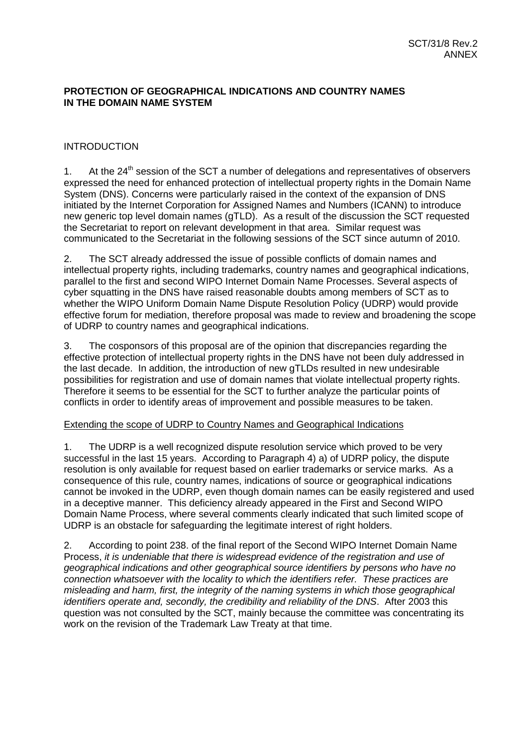**PROTECTION OF GEOGRAPHICAL INDICATIONS AND COUNTRY NAMES IN THE DOMAIN NAME SYSTEM**

INTRODUCTION

1. At the 24th session of the SCT a number of delegations and representatives of observers expressed the need for enhanced protection of intellectual property rights in the Domain Name System (DNS). Concerns were particularly raised in the context of the expansion of DNS initiated by the Internet Corporation for Assigned Names and Numbers (ICANN) to introduce new generic top level domain names (gTLD). As a result of the discussion the SCT requested the Secretariat to report on relevant development in that area. Similar request was communicated to the Secretariat in the following sessions of the SCT since autumn of 2010.

2. The SCT already addressed the issue of possible conflicts of domain names and intellectual property rights, including trademarks, country names and geographical indications, parallel to the first and second WIPO Internet Domain Name Processes. Several aspects of cyber squatting in the DNS have raised reasonable doubts among members of SCT as to whether the WIPO Uniform Domain Name Dispute Resolution Policy (UDRP) would provide effective forum for mediation, therefore proposal was made to review and broadening the scope of UDRP to country names and geographical indications.

3. The cosponsors of this proposal are of the opinion that discrepancies regarding the effective protection of intellectual property rights in the DNS have not been duly addressed in the last decade. In addition, the introduction of new gTLDs resulted in new undesirable possibilities for registration and use of domain names that violate intellectual property rights. Therefore it seems to be essential for the SCT to further analyze the particular points of conflicts in order to identify areas of improvement and possible measures to be taken.

<u>Extending the scope of UDRP to Country Names and Geographical Indications</u>

1. The UDRP is a well recognized dispute resolution service which proved to be very successful in the last 15 years. According to Paragraph 4) a) of UDRP policy, the dispute resolution is only available for request based on earlier trademarks or service marks. As a consequence of this rule, country names, indications of source or geographical indications cannot be invoked in the UDRP, even though domain names can be easily registered and used in a deceptive manner. This deficiency already appeared in the First and Second WIPO Domain Name Process, where several comments clearly indicated that such limited scope of UDRP is an obstacle for safeguarding the legitimate interest of right holders.

2. According to point 238. of the final report of the Second WIPO Internet Domain Name Process, *it is undeniable that there is widespread evidence of the registration and use of geographical indications and other geographical source identifiers by persons who have no connection whatsoever with the locality to which the identifiers refer. These practices are misleading and harm, first, the integrity of the naming systems in which those geographical identifiers operate and, secondly, the credibility and reliability of the DNS*. After 2003 this question was not consulted by the SCT, mainly because the committee was concentrating its work on the revision of the Trademark Law Treaty at that time.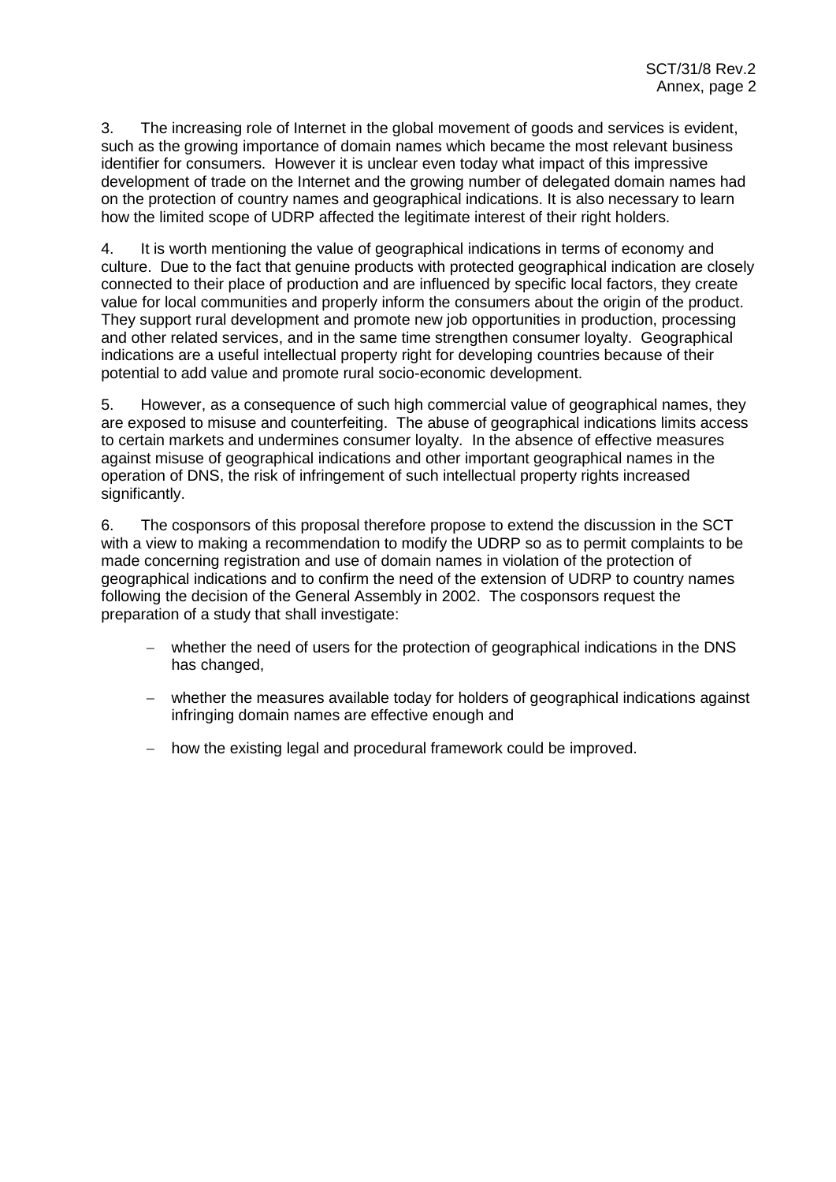3. The increasing role of Internet in the global movement of goods and services is evident, such as the growing importance of domain names which became the most relevant business identifier for consumers. However it is unclear even today what impact of this impressive development of trade on the Internet and the growing number of delegated domain names had on the protection of country names and geographical indications. It is also necessary to learn how the limited scope of UDRP affected the legitimate interest of their right holders.

4. It is worth mentioning the value of geographical indications in terms of economy and culture. Due to the fact that genuine products with protected geographical indication are closely connected to their place of production and are influenced by specific local factors, they create value for local communities and properly inform the consumers about the origin of the product. They support rural development and promote new job opportunities in production, processing and other related services, and in the same time strengthen consumer loyalty. Geographical indications are a useful intellectual property right for developing countries because of their potential to add value and promote rural socio-economic development.

5. However, as a consequence of such high commercial value of geographical names, they are exposed to misuse and counterfeiting. The abuse of geographical indications limits access to certain markets and undermines consumer loyalty. In the absence of effective measures against misuse of geographical indications and other important geographical names in the operation of DNS, the risk of infringement of such intellectual property rights increased significantly.

6. The cosponsors of this proposal therefore propose to extend the discussion in the SCT with a view to making a recommendation to modify the UDRP so as to permit complaints to be made concerning registration and use of domain names in violation of the protection of geographical indications and to confirm the need of the extension of UDRP to country names following the decision of the General Assembly in 2002. The cosponsors request the preparation of a study that shall investigate:

- whether the need of users for the protection of geographical indications in the DNS has changed,
- whether the measures available today for holders of geographical indications against infringing domain names are effective enough and
- how the existing legal and procedural framework could be improved.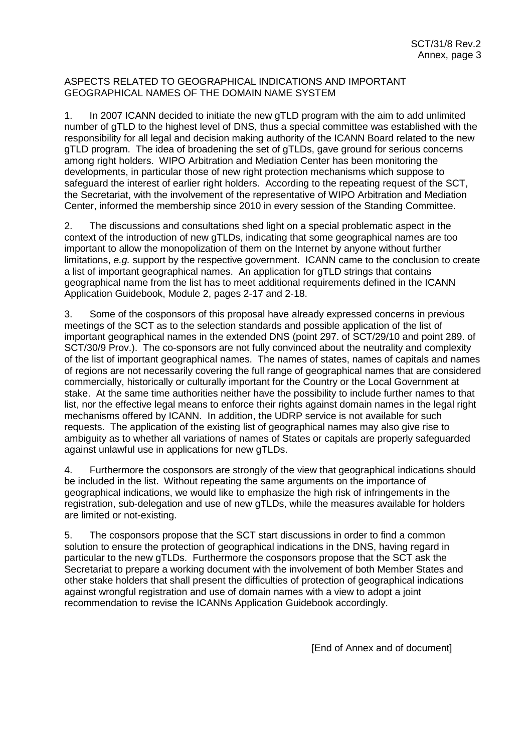ASPECTS RELATED TO GEOGRAPHICAL INDICATIONS AND IMPORTANT GEOGRAPHICAL NAMES OF THE DOMAIN NAME SYSTEM

1. In 2007 ICANN decided to initiate the new gTLD program with the aim to add unlimited number of gTLD to the highest level of DNS, thus a special committee was established with the responsibility for all legal and decision making authority of the ICANN Board related to the new gTLD program. The idea of broadening the set of gTLDs, gave ground for serious concerns among right holders. WIPO Arbitration and Mediation Center has been monitoring the developments, in particular those of new right protection mechanisms which suppose to safeguard the interest of earlier right holders. According to the repeating request of the SCT, the Secretariat, with the involvement of the representative of WIPO Arbitration and Mediation Center, informed the membership since 2010 in every session of the Standing Committee.

2. The discussions and consultations shed light on a special problematic aspect in the context of the introduction of new gTLDs, indicating that some geographical names are too important to allow the monopolization of them on the Internet by anyone without further limitations, *e.g.* support by the respective government. ICANN came to the conclusion to create a list of important geographical names. An application for gTLD strings that contains geographical name from the list has to meet additional requirements defined in the ICANN Application Guidebook, Module 2, pages 2-17 and 2-18.

3. Some of the cosponsors of this proposal have already expressed concerns in previous meetings of the SCT as to the selection standards and possible application of the list of important geographical names in the extended DNS (point 297. of SCT/29/10 and point 289. of SCT/30/9 Prov.). The co-sponsors are not fully convinced about the neutrality and complexity of the list of important geographical names. The names of states, names of capitals and names of regions are not necessarily covering the full range of geographical names that are considered commercially, historically or culturally important for the Country or the Local Government at stake. At the same time authorities neither have the possibility to include further names to that list, nor the effective legal means to enforce their rights against domain names in the legal right mechanisms offered by ICANN. In addition, the UDRP service is not available for such requests. The application of the existing list of geographical names may also give rise to ambiguity as to whether all variations of names of States or capitals are properly safeguarded against unlawful use in applications for new gTLDs.

4. Furthermore the cosponsors are strongly of the view that geographical indications should be included in the list. Without repeating the same arguments on the importance of geographical indications, we would like to emphasize the high risk of infringements in the registration, sub-delegation and use of new gTLDs, while the measures available for holders are limited or not-existing.

5. The cosponsors propose that the SCT start discussions in order to find a common solution to ensure the protection of geographical indications in the DNS, having regard in particular to the new gTLDs. Furthermore the cosponsors propose that the SCT ask the Secretariat to prepare a working document with the involvement of both Member States and other stake holders that shall present the difficulties of protection of geographical indications against wrongful registration and use of domain names with a view to adopt a joint recommendation to revise the ICANNs Application Guidebook accordingly.

[End of Annex and of document]